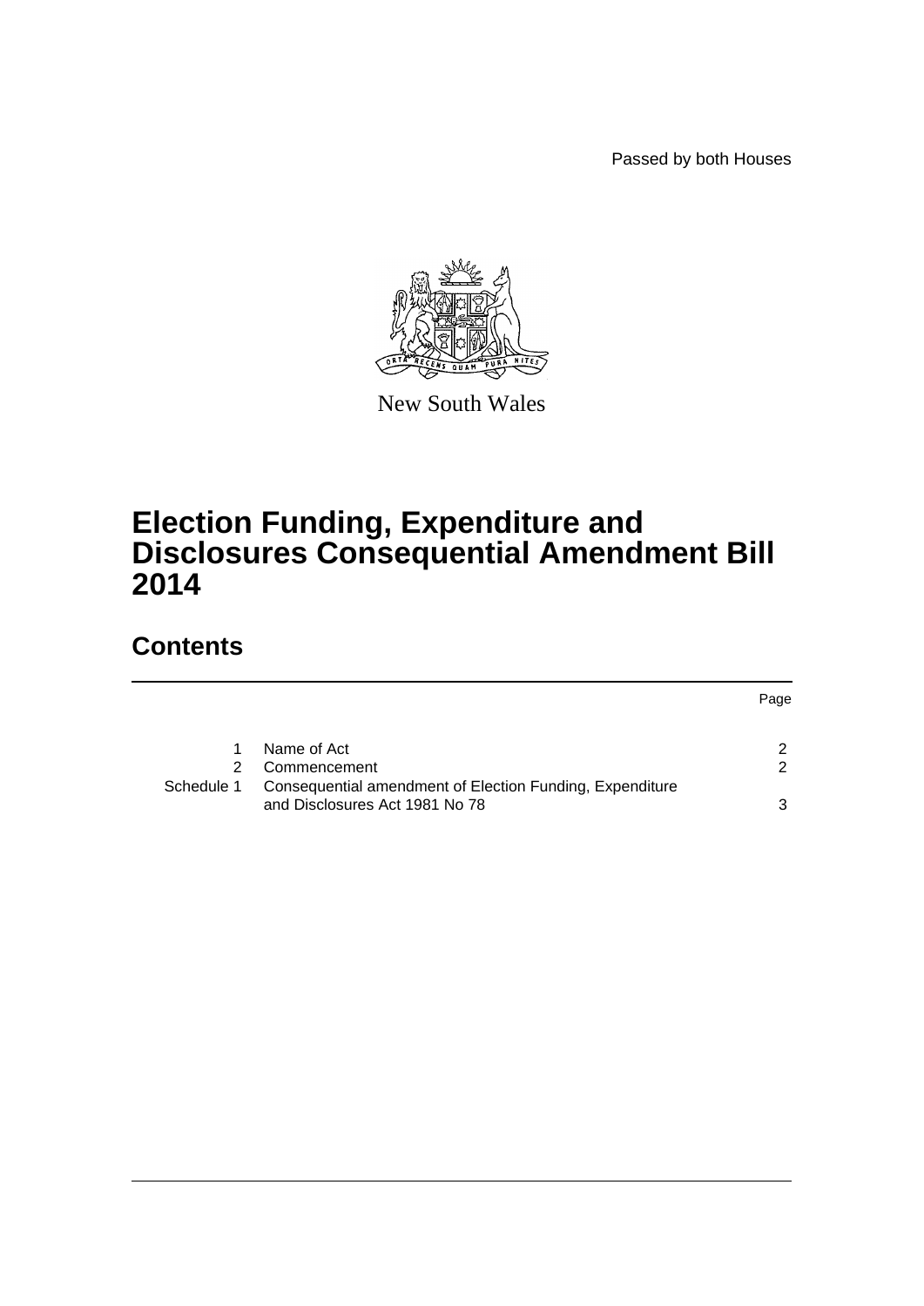Passed by both Houses

New South Wales

# Election Funding, Expenditure and Disclosures Consequential Amendment Bill 2014

## Contents

| | | Page |
|---|---|---|
| 1 | Name of Act | 2 |
| 2 | Commencement | 2 |
| Schedule 1 | Consequential amendment of Election Funding, Expenditure and Disclosures Act 1981 No 78 | 3 |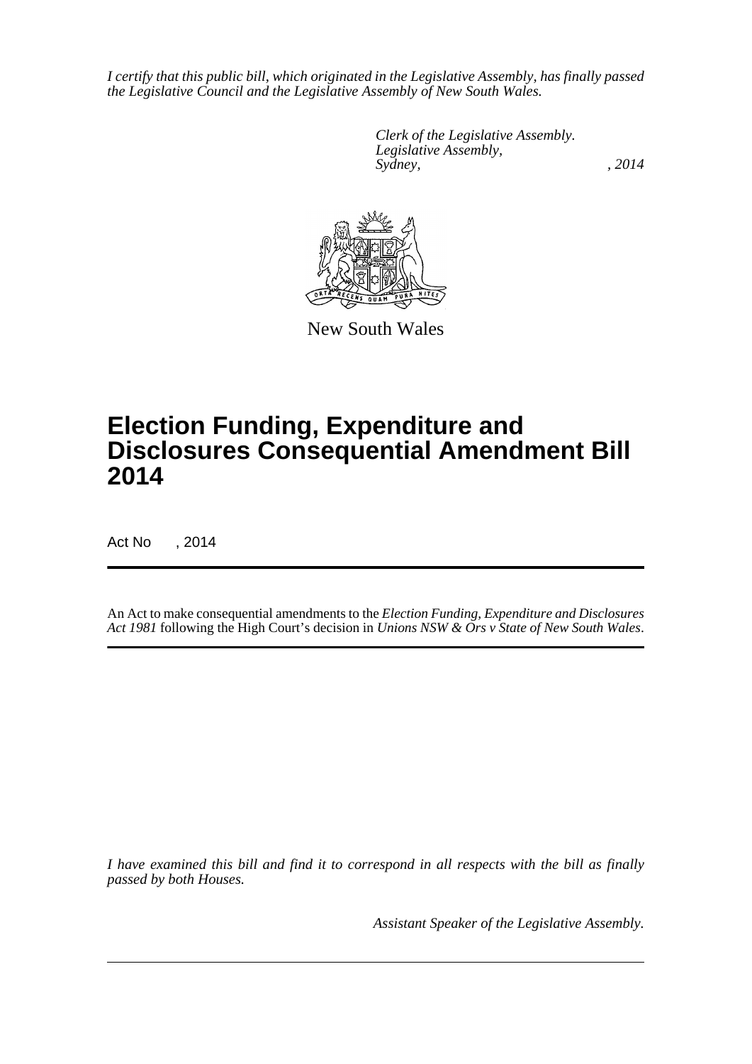*I certify that this public bill, which originated in the Legislative Assembly, has finally passed the Legislative Council and the Legislative Assembly of New South Wales.*

*Clerk of the Legislative Assembly.*
*Legislative Assembly,*
*Sydney, , 2014*

New South Wales

# Election Funding, Expenditure and Disclosures Consequential Amendment Bill 2014

Act No , 2014

An Act to make consequential amendments to the *Election Funding, Expenditure and Disclosures Act 1981* following the High Court's decision in *Unions NSW & Ors v State of New South Wales*.

*I have examined this bill and find it to correspond in all respects with the bill as finally passed by both Houses.*

*Assistant Speaker of the Legislative Assembly.*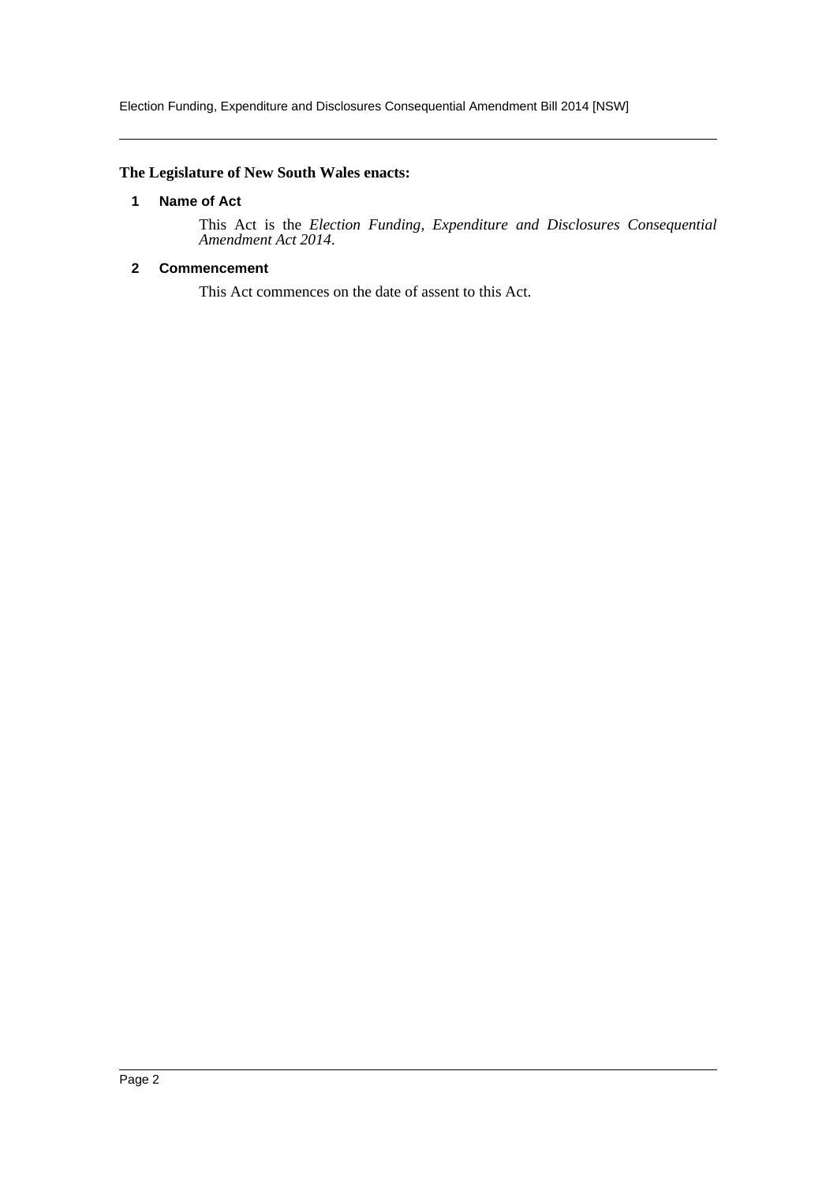**The Legislature of New South Wales enacts:**

## 1 Name of Act

This Act is the *Election Funding, Expenditure and Disclosures Consequential Amendment Act 2014*.

## 2 Commencement

This Act commences on the date of assent to this Act.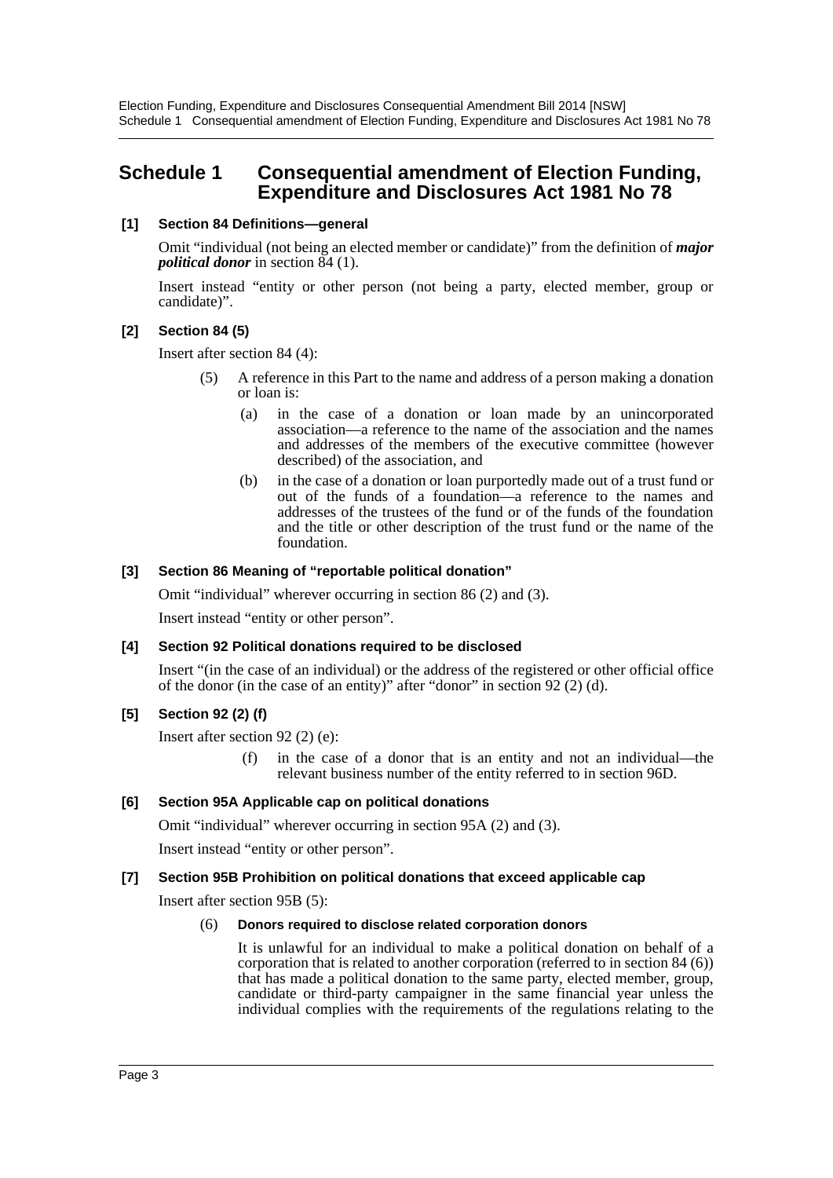# Schedule 1 Consequential amendment of Election Funding, Expenditure and Disclosures Act 1981 No 78

### [1] Section 84 Definitions—general

Omit "individual (not being an elected member or candidate)" from the definition of ***major political donor*** in section 84 (1).

Insert instead "entity or other person (not being a party, elected member, group or candidate)".

### [2] Section 84 (5)

Insert after section 84 (4):

(5) A reference in this Part to the name and address of a person making a donation or loan is:

(a) in the case of a donation or loan made by an unincorporated association—a reference to the name of the association and the names and addresses of the members of the executive committee (however described) of the association, and

(b) in the case of a donation or loan purportedly made out of a trust fund or out of the funds of a foundation—a reference to the names and addresses of the trustees of the fund or of the funds of the foundation and the title or other description of the trust fund or the name of the foundation.

### [3] Section 86 Meaning of "reportable political donation"

Omit "individual" wherever occurring in section 86 (2) and (3).

Insert instead "entity or other person".

### [4] Section 92 Political donations required to be disclosed

Insert "(in the case of an individual) or the address of the registered or other official office of the donor (in the case of an entity)" after "donor" in section 92 (2) (d).

### [5] Section 92 (2) (f)

Insert after section 92 (2) (e):

(f) in the case of a donor that is an entity and not an individual—the relevant business number of the entity referred to in section 96D.

### [6] Section 95A Applicable cap on political donations

Omit "individual" wherever occurring in section 95A (2) and (3).

Insert instead "entity or other person".

### [7] Section 95B Prohibition on political donations that exceed applicable cap

Insert after section 95B (5):

(6) **Donors required to disclose related corporation donors**

It is unlawful for an individual to make a political donation on behalf of a corporation that is related to another corporation (referred to in section 84 (6)) that has made a political donation to the same party, elected member, group, candidate or third-party campaigner in the same financial year unless the individual complies with the requirements of the regulations relating to the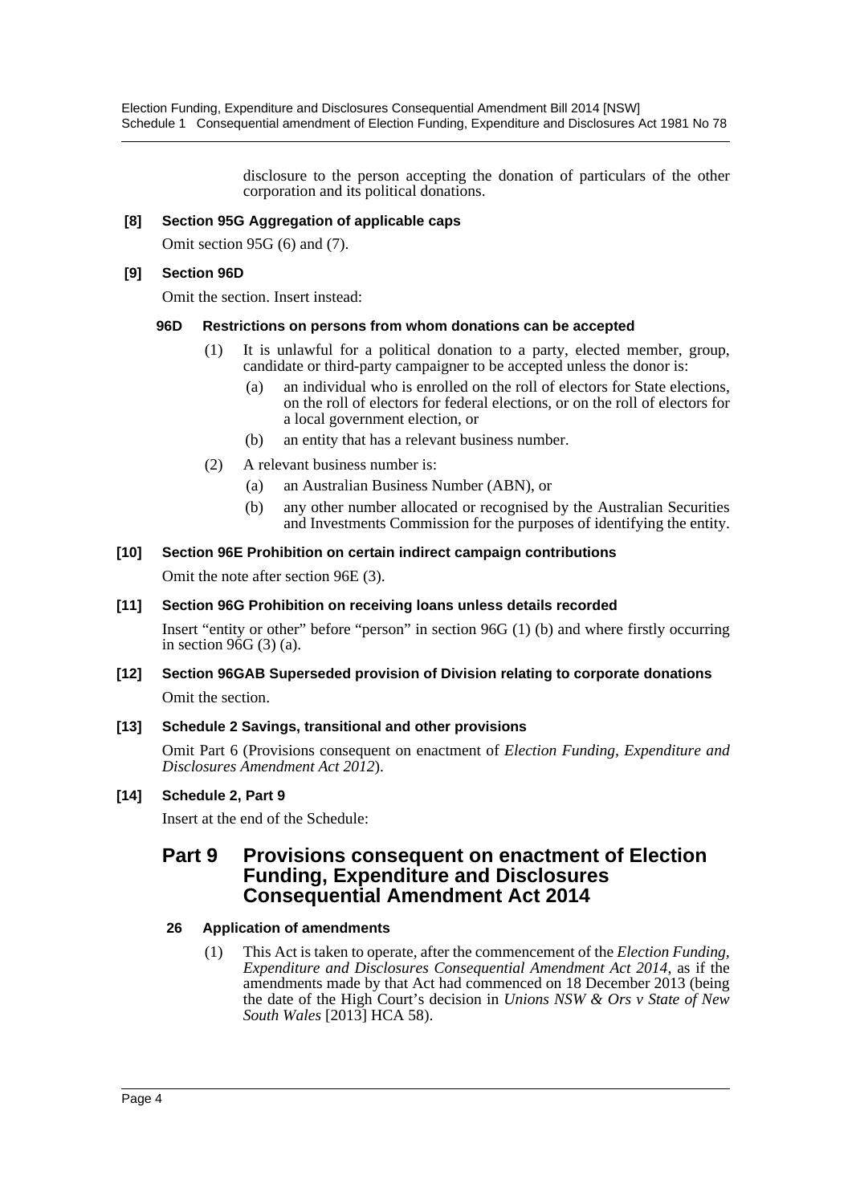disclosure to the person accepting the donation of particulars of the other corporation and its political donations.

**[8] Section 95G Aggregation of applicable caps**

Omit section 95G (6) and (7).

**[9] Section 96D**

Omit the section. Insert instead:

**96D Restrictions on persons from whom donations can be accepted**

(1) It is unlawful for a political donation to a party, elected member, group, candidate or third-party campaigner to be accepted unless the donor is:

(a) an individual who is enrolled on the roll of electors for State elections, on the roll of electors for federal elections, or on the roll of electors for a local government election, or

(b) an entity that has a relevant business number.

(2) A relevant business number is:

(a) an Australian Business Number (ABN), or

(b) any other number allocated or recognised by the Australian Securities and Investments Commission for the purposes of identifying the entity.

**[10] Section 96E Prohibition on certain indirect campaign contributions**

Omit the note after section 96E (3).

**[11] Section 96G Prohibition on receiving loans unless details recorded**

Insert "entity or other" before "person" in section 96G (1) (b) and where firstly occurring in section 96G (3) (a).

**[12] Section 96GAB Superseded provision of Division relating to corporate donations**

Omit the section.

**[13] Schedule 2 Savings, transitional and other provisions**

Omit Part 6 (Provisions consequent on enactment of *Election Funding, Expenditure and Disclosures Amendment Act 2012*).

**[14] Schedule 2, Part 9**

Insert at the end of the Schedule:

## Part 9 Provisions consequent on enactment of Election Funding, Expenditure and Disclosures Consequential Amendment Act 2014

**26 Application of amendments**

(1) This Act is taken to operate, after the commencement of the *Election Funding, Expenditure and Disclosures Consequential Amendment Act 2014*, as if the amendments made by that Act had commenced on 18 December 2013 (being the date of the High Court's decision in *Unions NSW & Ors v State of New South Wales* [2013] HCA 58).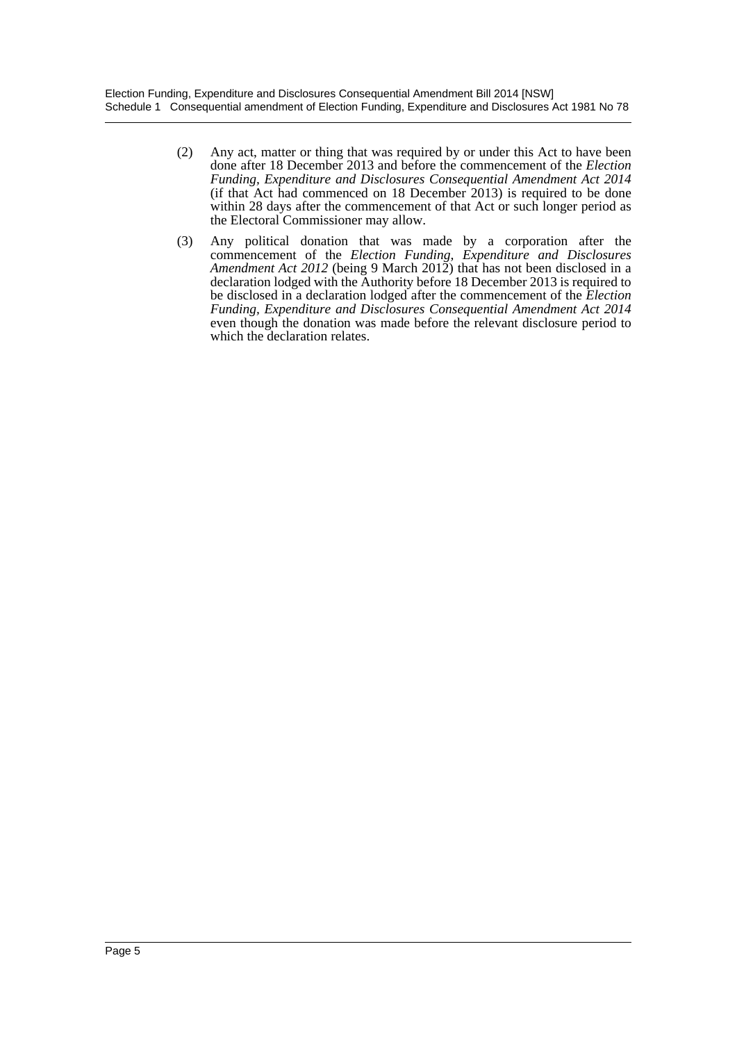(2) Any act, matter or thing that was required by or under this Act to have been done after 18 December 2013 and before the commencement of the *Election Funding, Expenditure and Disclosures Consequential Amendment Act 2014* (if that Act had commenced on 18 December 2013) is required to be done within 28 days after the commencement of that Act or such longer period as the Electoral Commissioner may allow.

(3) Any political donation that was made by a corporation after the commencement of the *Election Funding, Expenditure and Disclosures Amendment Act 2012* (being 9 March 2012) that has not been disclosed in a declaration lodged with the Authority before 18 December 2013 is required to be disclosed in a declaration lodged after the commencement of the *Election Funding, Expenditure and Disclosures Consequential Amendment Act 2014* even though the donation was made before the relevant disclosure period to which the declaration relates.